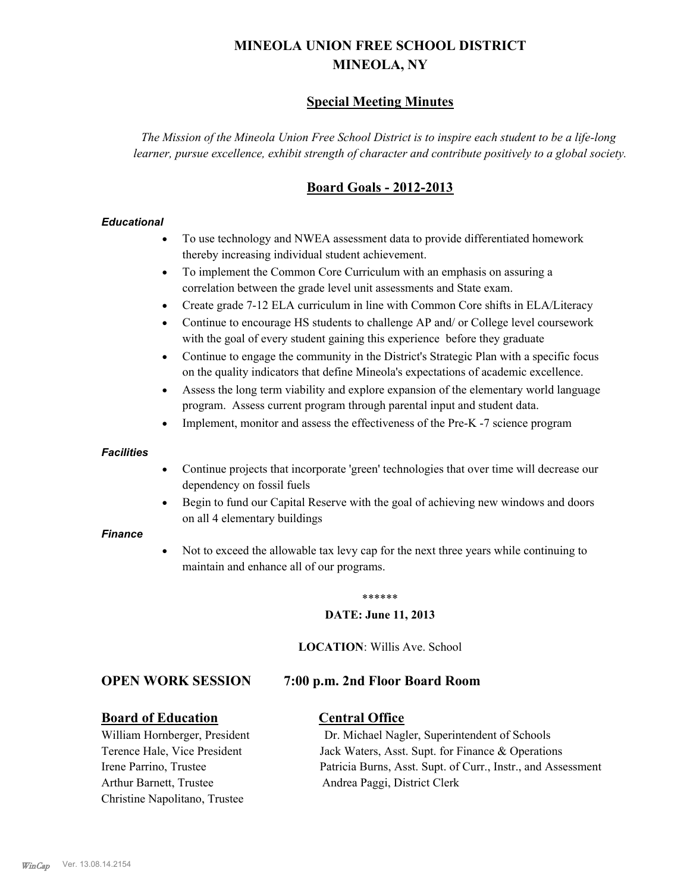# MINEOLA UNION FREE SCHOOL DISTRICT
# MINEOLA, NY

## Special Meeting Minutes

*The Mission of the Mineola Union Free School District is to inspire each student to be a life-long learner, pursue excellence, exhibit strength of character and contribute positively to a global society.*

## Board Goals - 2012-2013

***Educational***

- To use technology and NWEA assessment data to provide differentiated homework thereby increasing individual student achievement.
- To implement the Common Core Curriculum with an emphasis on assuring a correlation between the grade level unit assessments and State exam.
- Create grade 7-12 ELA curriculum in line with Common Core shifts in ELA/Literacy
- Continue to encourage HS students to challenge AP and/ or College level coursework with the goal of every student gaining this experience before they graduate
- Continue to engage the community in the District's Strategic Plan with a specific focus on the quality indicators that define Mineola's expectations of academic excellence.
- Assess the long term viability and explore expansion of the elementary world language program. Assess current program through parental input and student data.
- Implement, monitor and assess the effectiveness of the Pre-K -7 science program

***Facilities***

- Continue projects that incorporate 'green' technologies that over time will decrease our dependency on fossil fuels
- Begin to fund our Capital Reserve with the goal of achieving new windows and doors on all 4 elementary buildings

***Finance***

- Not to exceed the allowable tax levy cap for the next three years while continuing to maintain and enhance all of our programs.

******

**DATE: June 11, 2013**

**LOCATION**: Willis Ave. School

### OPEN WORK SESSION 7:00 p.m. 2nd Floor Board Room

**Board of Education**

William Hornberger, President
Terence Hale, Vice President
Irene Parrino, Trustee
Arthur Barnett, Trustee
Christine Napolitano, Trustee

**Central Office**

Dr. Michael Nagler, Superintendent of Schools
Jack Waters, Asst. Supt. for Finance & Operations
Patricia Burns, Asst. Supt. of Curr., Instr., and Assessment
Andrea Paggi, District Clerk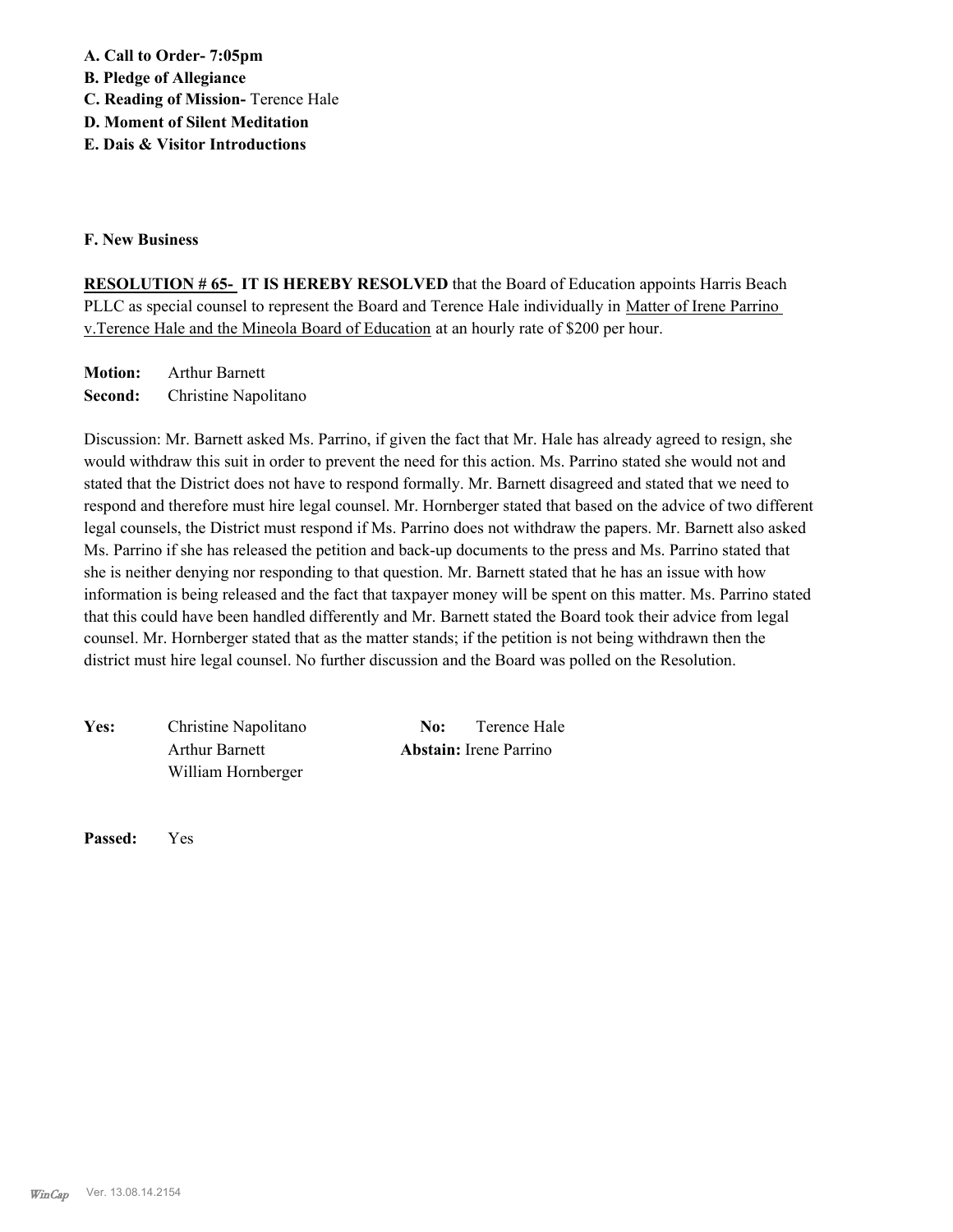**A. Call to Order- 7:05pm**
**B. Pledge of Allegiance**
**C. Reading of Mission-** Terence Hale
**D. Moment of Silent Meditation**
**E. Dais & Visitor Introductions**

**F. New Business**

**RESOLUTION # 65- IT IS HEREBY RESOLVED** that the Board of Education appoints Harris Beach PLLC as special counsel to represent the Board and Terence Hale individually in Matter of Irene Parrino v.Terence Hale and the Mineola Board of Education at an hourly rate of $200 per hour.

**Motion:** Arthur Barnett
**Second:** Christine Napolitano

Discussion: Mr. Barnett asked Ms. Parrino, if given the fact that Mr. Hale has already agreed to resign, she would withdraw this suit in order to prevent the need for this action. Ms. Parrino stated she would not and stated that the District does not have to respond formally. Mr. Barnett disagreed and stated that we need to respond and therefore must hire legal counsel. Mr. Hornberger stated that based on the advice of two different legal counsels, the District must respond if Ms. Parrino does not withdraw the papers. Mr. Barnett also asked Ms. Parrino if she has released the petition and back-up documents to the press and Ms. Parrino stated that she is neither denying nor responding to that question. Mr. Barnett stated that he has an issue with how information is being released and the fact that taxpayer money will be spent on this matter. Ms. Parrino stated that this could have been handled differently and Mr. Barnett stated the Board took their advice from legal counsel. Mr. Hornberger stated that as the matter stands; if the petition is not being withdrawn then the district must hire legal counsel. No further discussion and the Board was polled on the Resolution.

**Yes:** Christine Napolitano, Arthur Barnett, William Hornberger
**No:** Terence Hale
**Abstain:** Irene Parrino

**Passed:** Yes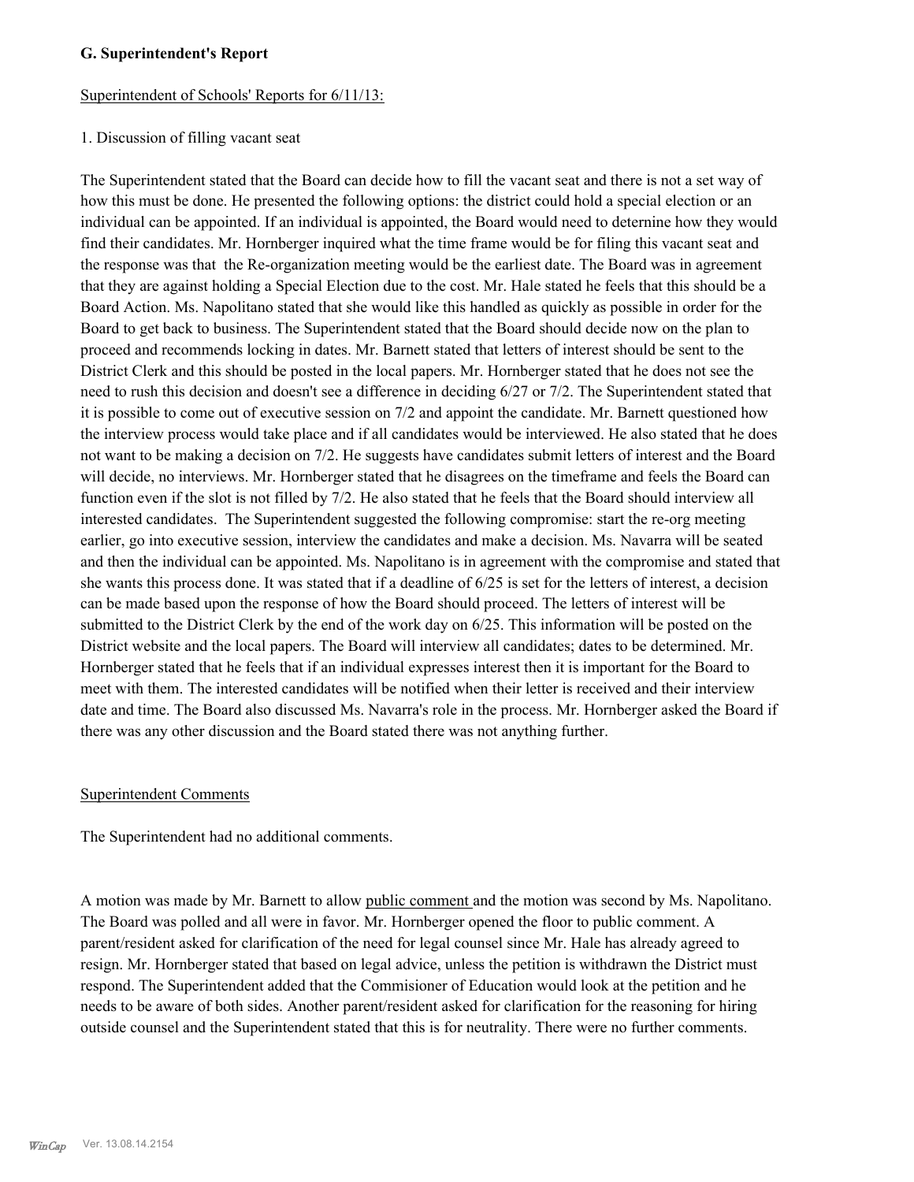### G. Superintendent's Report

Superintendent of Schools' Reports for 6/11/13:

1. Discussion of filling vacant seat

The Superintendent stated that the Board can decide how to fill the vacant seat and there is not a set way of how this must be done. He presented the following options: the district could hold a special election or an individual can be appointed. If an individual is appointed, the Board would need to deternine how they would find their candidates. Mr. Hornberger inquired what the time frame would be for filing this vacant seat and the response was that the Re-organization meeting would be the earliest date. The Board was in agreement that they are against holding a Special Election due to the cost. Mr. Hale stated he feels that this should be a Board Action. Ms. Napolitano stated that she would like this handled as quickly as possible in order for the Board to get back to business. The Superintendent stated that the Board should decide now on the plan to proceed and recommends locking in dates. Mr. Barnett stated that letters of interest should be sent to the District Clerk and this should be posted in the local papers. Mr. Hornberger stated that he does not see the need to rush this decision and doesn't see a difference in deciding 6/27 or 7/2. The Superintendent stated that it is possible to come out of executive session on 7/2 and appoint the candidate. Mr. Barnett questioned how the interview process would take place and if all candidates would be interviewed. He also stated that he does not want to be making a decision on 7/2. He suggests have candidates submit letters of interest and the Board will decide, no interviews. Mr. Hornberger stated that he disagrees on the timeframe and feels the Board can function even if the slot is not filled by 7/2. He also stated that he feels that the Board should interview all interested candidates. The Superintendent suggested the following compromise: start the re-org meeting earlier, go into executive session, interview the candidates and make a decision. Ms. Navarra will be seated and then the individual can be appointed. Ms. Napolitano is in agreement with the compromise and stated that she wants this process done. It was stated that if a deadline of 6/25 is set for the letters of interest, a decision can be made based upon the response of how the Board should proceed. The letters of interest will be submitted to the District Clerk by the end of the work day on 6/25. This information will be posted on the District website and the local papers. The Board will interview all candidates; dates to be determined. Mr. Hornberger stated that he feels that if an individual expresses interest then it is important for the Board to meet with them. The interested candidates will be notified when their letter is received and their interview date and time. The Board also discussed Ms. Navarra's role in the process. Mr. Hornberger asked the Board if there was any other discussion and the Board stated there was not anything further.

Superintendent Comments

The Superintendent had no additional comments.

A motion was made by Mr. Barnett to allow public comment and the motion was second by Ms. Napolitano. The Board was polled and all were in favor. Mr. Hornberger opened the floor to public comment. A parent/resident asked for clarification of the need for legal counsel since Mr. Hale has already agreed to resign. Mr. Hornberger stated that based on legal advice, unless the petition is withdrawn the District must respond. The Superintendent added that the Commisioner of Education would look at the petition and he needs to be aware of both sides. Another parent/resident asked for clarification for the reasoning for hiring outside counsel and the Superintendent stated that this is for neutrality. There were no further comments.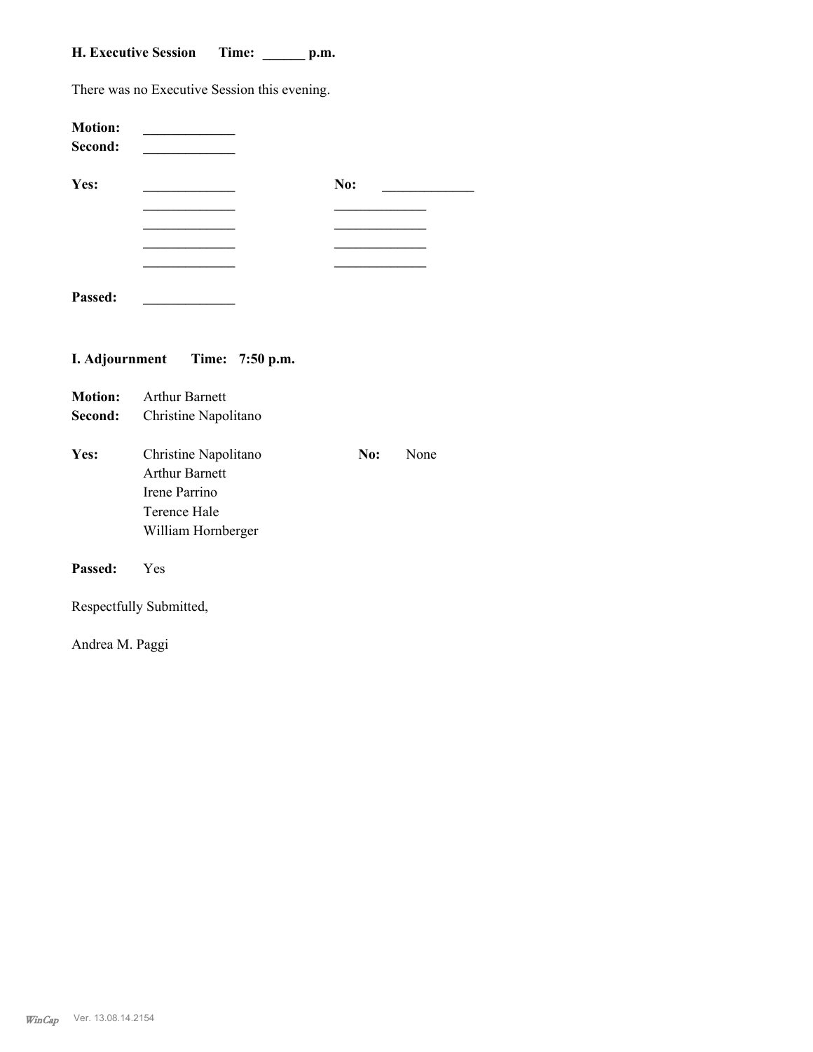**H. Executive Session  Time: ______ p.m.**

There was no Executive Session this evening.

**Motion:** ____________
**Second:** ____________

**Yes:** ____________  **No:** ____________
____________  ____________
____________  ____________
____________  ____________
____________  ____________

**Passed:** ____________

**I. Adjournment  Time: 7:50 p.m.**

**Motion:** Arthur Barnett
**Second:** Christine Napolitano

**Yes:** Christine Napolitano  **No:** None
Arthur Barnett
Irene Parrino
Terence Hale
William Hornberger

**Passed:** Yes

Respectfully Submitted,

Andrea M. Paggi